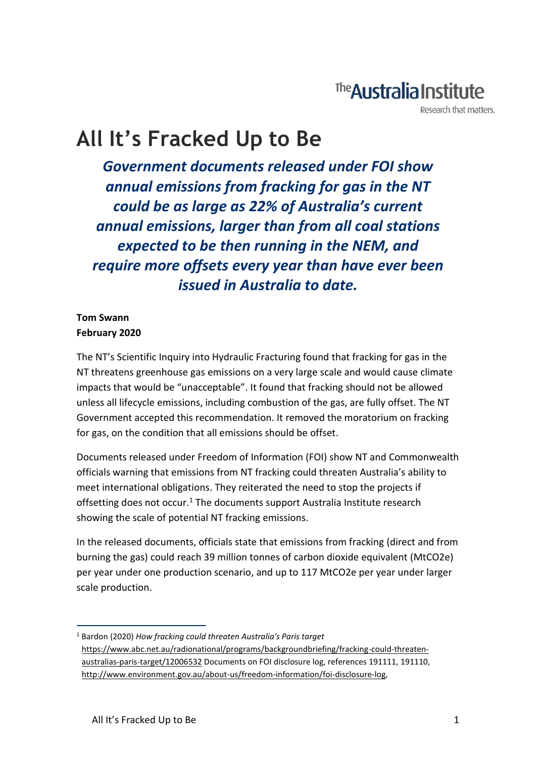The Australia Institute

Research that matters.

# All It's Fracked Up to Be

***Government documents released under FOI show annual emissions from fracking for gas in the NT could be as large as 22% of Australia's current annual emissions, larger than from all coal stations expected to be then running in the NEM, and require more offsets every year than have ever been issued in Australia to date.***

**Tom Swann**
**February 2020**

The NT's Scientific Inquiry into Hydraulic Fracturing found that fracking for gas in the NT threatens greenhouse gas emissions on a very large scale and would cause climate impacts that would be "unacceptable". It found that fracking should not be allowed unless all lifecycle emissions, including combustion of the gas, are fully offset. The NT Government accepted this recommendation. It removed the moratorium on fracking for gas, on the condition that all emissions should be offset.

Documents released under Freedom of Information (FOI) show NT and Commonwealth officials warning that emissions from NT fracking could threaten Australia's ability to meet international obligations. They reiterated the need to stop the projects if offsetting does not occur.[1] The documents support Australia Institute research showing the scale of potential NT fracking emissions.

In the released documents, officials state that emissions from fracking (direct and from burning the gas) could reach 39 million tonnes of carbon dioxide equivalent (MtCO2e) per year under one production scenario, and up to 117 MtCO2e per year under larger scale production.

---

[1] Bardon (2020) *How fracking could threaten Australia's Paris target* https://www.abc.net.au/radionational/programs/backgroundbriefing/fracking-could-threaten-australias-paris-target/12006532 Documents on FOI disclosure log, references 191111, 191110, http://www.environment.gov.au/about-us/freedom-information/foi-disclosure-log,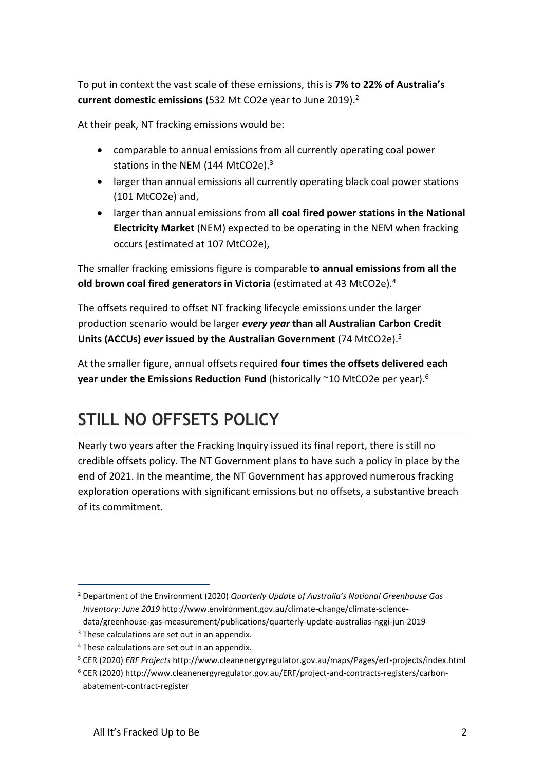To put in context the vast scale of these emissions, this is **7% to 22% of Australia's current domestic emissions** (532 Mt CO2e year to June 2019).[2]

At their peak, NT fracking emissions would be:

- comparable to annual emissions from all currently operating coal power stations in the NEM (144 MtCO2e).[3]
- larger than annual emissions all currently operating black coal power stations (101 MtCO2e) and,
- larger than annual emissions from **all coal fired power stations in the National Electricity Market** (NEM) expected to be operating in the NEM when fracking occurs (estimated at 107 MtCO2e),

The smaller fracking emissions figure is comparable **to annual emissions from all the old brown coal fired generators in Victoria** (estimated at 43 MtCO2e).[4]

The offsets required to offset NT fracking lifecycle emissions under the larger production scenario would be larger ***every year*** **than all Australian Carbon Credit Units (ACCUs)** ***ever*** **issued by the Australian Government** (74 MtCO2e).[5]

At the smaller figure, annual offsets required **four times the offsets delivered each year under the Emissions Reduction Fund** (historically ~10 MtCO2e per year).[6]

## STILL NO OFFSETS POLICY

Nearly two years after the Fracking Inquiry issued its final report, there is still no credible offsets policy. The NT Government plans to have such a policy in place by the end of 2021. In the meantime, the NT Government has approved numerous fracking exploration operations with significant emissions but no offsets, a substantive breach of its commitment.

---

[2] Department of the Environment (2020) *Quarterly Update of Australia's National Greenhouse Gas Inventory: June 2019* http://www.environment.gov.au/climate-change/climate-science-data/greenhouse-gas-measurement/publications/quarterly-update-australias-nggi-jun-2019

[3] These calculations are set out in an appendix.

[4] These calculations are set out in an appendix.

[5] CER (2020) *ERF Projects* http://www.cleanenergyregulator.gov.au/maps/Pages/erf-projects/index.html

[6] CER (2020) http://www.cleanenergyregulator.gov.au/ERF/project-and-contracts-registers/carbon-abatement-contract-register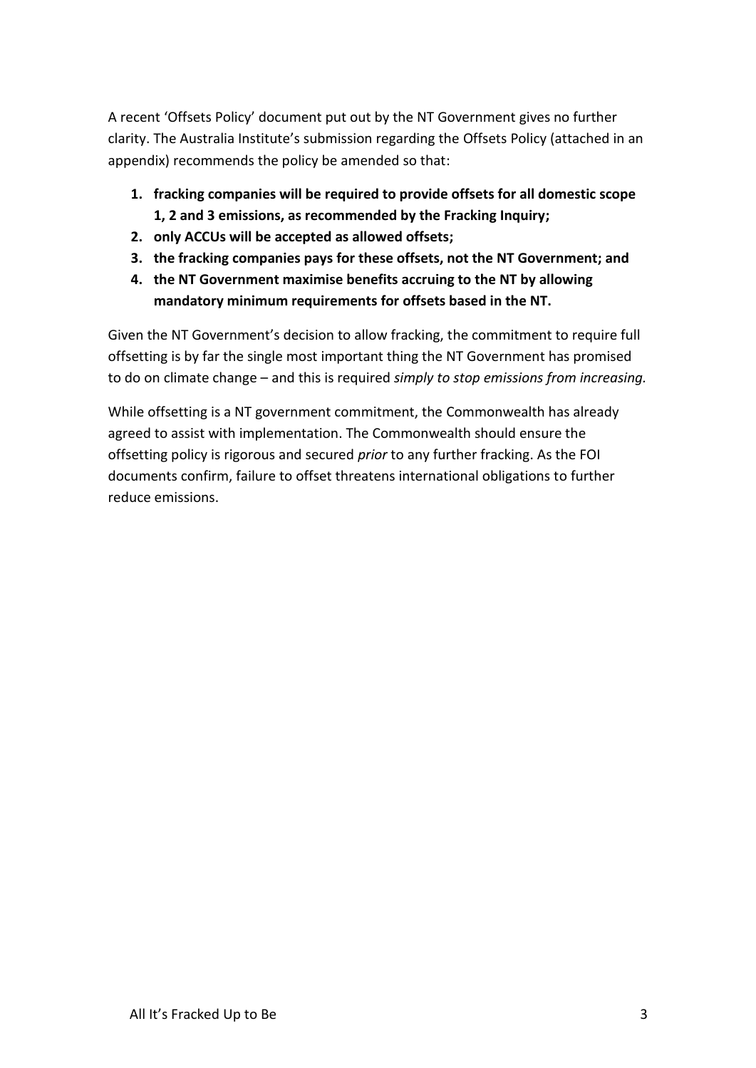A recent 'Offsets Policy' document put out by the NT Government gives no further clarity. The Australia Institute's submission regarding the Offsets Policy (attached in an appendix) recommends the policy be amended so that:

1. **fracking companies will be required to provide offsets for all domestic scope 1, 2 and 3 emissions, as recommended by the Fracking Inquiry;**
2. **only ACCUs will be accepted as allowed offsets;**
3. **the fracking companies pays for these offsets, not the NT Government; and**
4. **the NT Government maximise benefits accruing to the NT by allowing mandatory minimum requirements for offsets based in the NT.**

Given the NT Government's decision to allow fracking, the commitment to require full offsetting is by far the single most important thing the NT Government has promised to do on climate change – and this is required *simply to stop emissions from increasing.*

While offsetting is a NT government commitment, the Commonwealth has already agreed to assist with implementation. The Commonwealth should ensure the offsetting policy is rigorous and secured *prior* to any further fracking. As the FOI documents confirm, failure to offset threatens international obligations to further reduce emissions.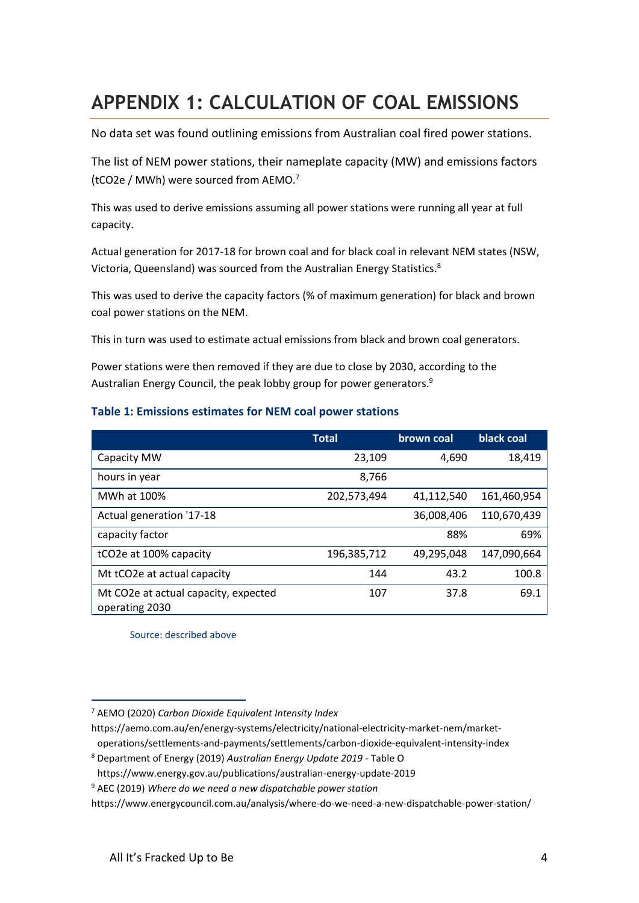# APPENDIX 1: CALCULATION OF COAL EMISSIONS

No data set was found outlining emissions from Australian coal fired power stations.

The list of NEM power stations, their nameplate capacity (MW) and emissions factors (tCO2e / MWh) were sourced from AEMO.[7]

This was used to derive emissions assuming all power stations were running all year at full capacity.

Actual generation for 2017-18 for brown coal and for black coal in relevant NEM states (NSW, Victoria, Queensland) was sourced from the Australian Energy Statistics.[8]

This was used to derive the capacity factors (% of maximum generation) for black and brown coal power stations on the NEM.

This in turn was used to estimate actual emissions from black and brown coal generators.

Power stations were then removed if they are due to close by 2030, according to the Australian Energy Council, the peak lobby group for power generators.[9]

### Table 1: Emissions estimates for NEM coal power stations

| | Total | brown coal | black coal |
|---|---|---|---|
| Capacity MW | 23,109 | 4,690 | 18,419 |
| hours in year | 8,766 | | |
| MWh at 100% | 202,573,494 | 41,112,540 | 161,460,954 |
| Actual generation '17-18 | | 36,008,406 | 110,670,439 |
| capacity factor | | 88% | 69% |
| tCO2e at 100% capacity | 196,385,712 | 49,295,048 | 147,090,664 |
| Mt tCO2e at actual capacity | 144 | 43.2 | 100.8 |
| Mt CO2e at actual capacity, expected operating 2030 | 107 | 37.8 | 69.1 |

Source: described above

---

[7] AEMO (2020) *Carbon Dioxide Equivalent Intensity Index* https://aemo.com.au/en/energy-systems/electricity/national-electricity-market-nem/market-operations/settlements-and-payments/settlements/carbon-dioxide-equivalent-intensity-index

[8] Department of Energy (2019) *Australian Energy Update 2019* - Table O https://www.energy.gov.au/publications/australian-energy-update-2019

[9] AEC (2019) *Where do we need a new dispatchable power station* https://www.energycouncil.com.au/analysis/where-do-we-need-a-new-dispatchable-power-station/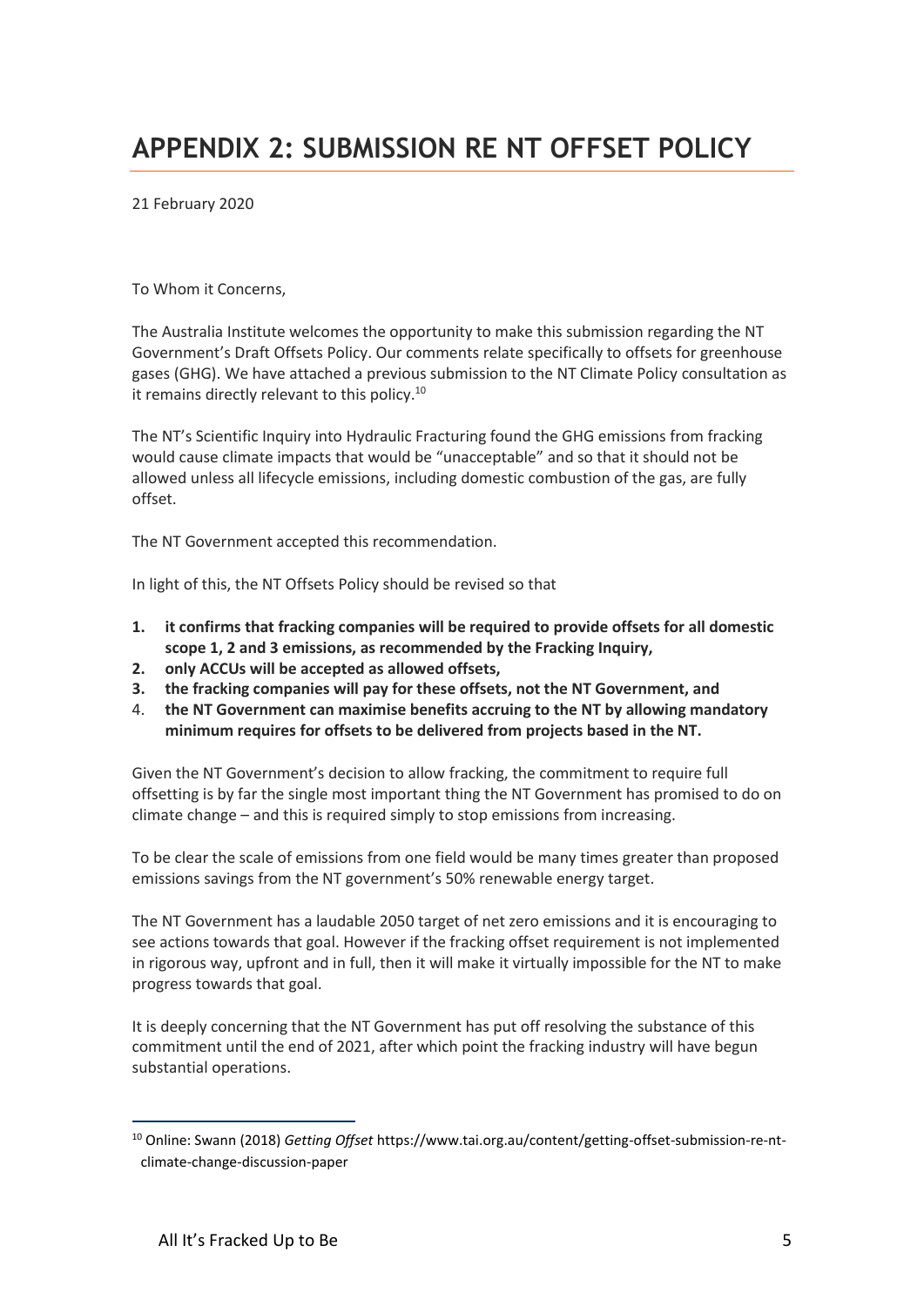# APPENDIX 2: SUBMISSION RE NT OFFSET POLICY

21 February 2020

To Whom it Concerns,

The Australia Institute welcomes the opportunity to make this submission regarding the NT Government's Draft Offsets Policy. Our comments relate specifically to offsets for greenhouse gases (GHG). We have attached a previous submission to the NT Climate Policy consultation as it remains directly relevant to this policy.[10]

The NT's Scientific Inquiry into Hydraulic Fracturing found the GHG emissions from fracking would cause climate impacts that would be "unacceptable" and so that it should not be allowed unless all lifecycle emissions, including domestic combustion of the gas, are fully offset.

The NT Government accepted this recommendation.

In light of this, the NT Offsets Policy should be revised so that

1. **it confirms that fracking companies will be required to provide offsets for all domestic scope 1, 2 and 3 emissions, as recommended by the Fracking Inquiry,**
2. **only ACCUs will be accepted as allowed offsets,**
3. **the fracking companies will pay for these offsets, not the NT Government, and**
4. **the NT Government can maximise benefits accruing to the NT by allowing mandatory minimum requires for offsets to be delivered from projects based in the NT.**

Given the NT Government's decision to allow fracking, the commitment to require full offsetting is by far the single most important thing the NT Government has promised to do on climate change – and this is required simply to stop emissions from increasing.

To be clear the scale of emissions from one field would be many times greater than proposed emissions savings from the NT government's 50% renewable energy target.

The NT Government has a laudable 2050 target of net zero emissions and it is encouraging to see actions towards that goal. However if the fracking offset requirement is not implemented in rigorous way, upfront and in full, then it will make it virtually impossible for the NT to make progress towards that goal.

It is deeply concerning that the NT Government has put off resolving the substance of this commitment until the end of 2021, after which point the fracking industry will have begun substantial operations.

[10] Online: Swann (2018) *Getting Offset* https://www.tai.org.au/content/getting-offset-submission-re-nt-climate-change-discussion-paper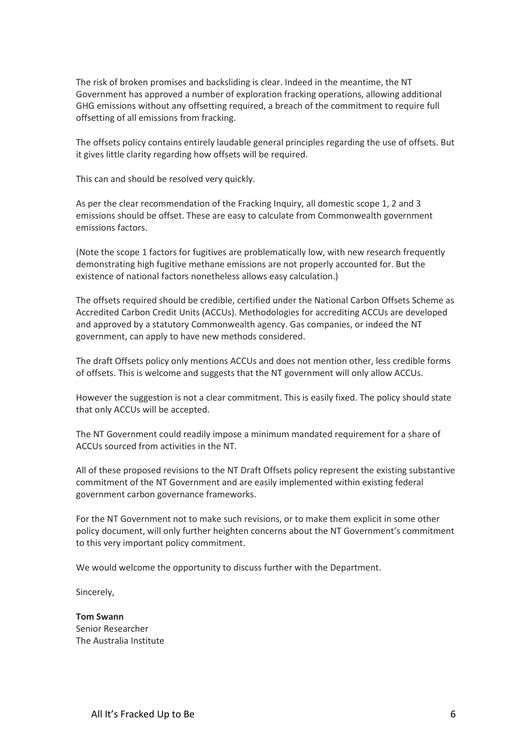The risk of broken promises and backsliding is clear. Indeed in the meantime, the NT Government has approved a number of exploration fracking operations, allowing additional GHG emissions without any offsetting required, a breach of the commitment to require full offsetting of all emissions from fracking.

The offsets policy contains entirely laudable general principles regarding the use of offsets. But it gives little clarity regarding how offsets will be required.

This can and should be resolved very quickly.

As per the clear recommendation of the Fracking Inquiry, all domestic scope 1, 2 and 3 emissions should be offset. These are easy to calculate from Commonwealth government emissions factors.

(Note the scope 1 factors for fugitives are problematically low, with new research frequently demonstrating high fugitive methane emissions are not properly accounted for. But the existence of national factors nonetheless allows easy calculation.)

The offsets required should be credible, certified under the National Carbon Offsets Scheme as Accredited Carbon Credit Units (ACCUs). Methodologies for accrediting ACCUs are developed and approved by a statutory Commonwealth agency. Gas companies, or indeed the NT government, can apply to have new methods considered.

The draft Offsets policy only mentions ACCUs and does not mention other, less credible forms of offsets. This is welcome and suggests that the NT government will only allow ACCUs.

However the suggestion is not a clear commitment. This is easily fixed. The policy should state that only ACCUs will be accepted.

The NT Government could readily impose a minimum mandated requirement for a share of ACCUs sourced from activities in the NT.

All of these proposed revisions to the NT Draft Offsets policy represent the existing substantive commitment of the NT Government and are easily implemented within existing federal government carbon governance frameworks.

For the NT Government not to make such revisions, or to make them explicit in some other policy document, will only further heighten concerns about the NT Government's commitment to this very important policy commitment.

We would welcome the opportunity to discuss further with the Department.

Sincerely,

**Tom Swann**
Senior Researcher
The Australia Institute